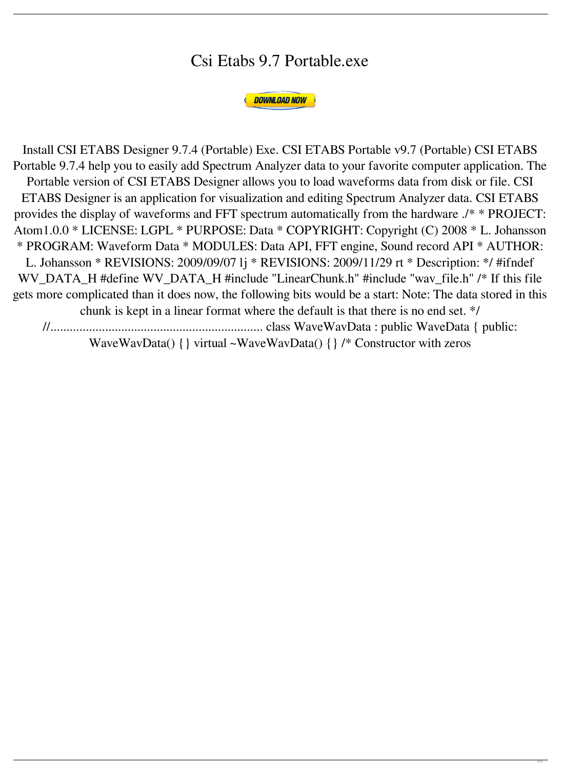# Csi Etabs 9.7 Portable.exe

DOWNLOAD NOW

Install CSI ETABS Designer 9.7.4 (Portable) Exe. CSI ETABS Portable v9.7 (Portable) CSI ETABS Portable 9.7.4 help you to easily add Spectrum Analyzer data to your favorite computer application. The Portable version of CSI ETABS Designer allows you to load waveforms data from disk or file. CSI ETABS Designer is an application for visualization and editing Spectrum Analyzer data. CSI ETABS provides the display of waveforms and FFT spectrum automatically from the hardware ./* * PROJECT: Atom1.0.0 * LICENSE: LGPL * PURPOSE: Data * COPYRIGHT: Copyright (C) 2008 * L. Johansson * PROGRAM: Waveform Data * MODULES: Data API, FFT engine, Sound record API * AUTHOR: L. Johansson * REVISIONS: 2009/09/07 lj * REVISIONS: 2009/11/29 rt * Description: */ #ifndef WV_DATA_H #define WV_DATA_H #include "LinearChunk.h" #include "wav_file.h" /* If this file gets more complicated than it does now, the following bits would be a start: Note: The data stored in this chunk is kept in a linear format where the default is that there is no end set. */ //................................................................... class WaveWavData : public WaveData { public: WaveWavData() {} virtual ~WaveWavData() {} /* Constructor with zeros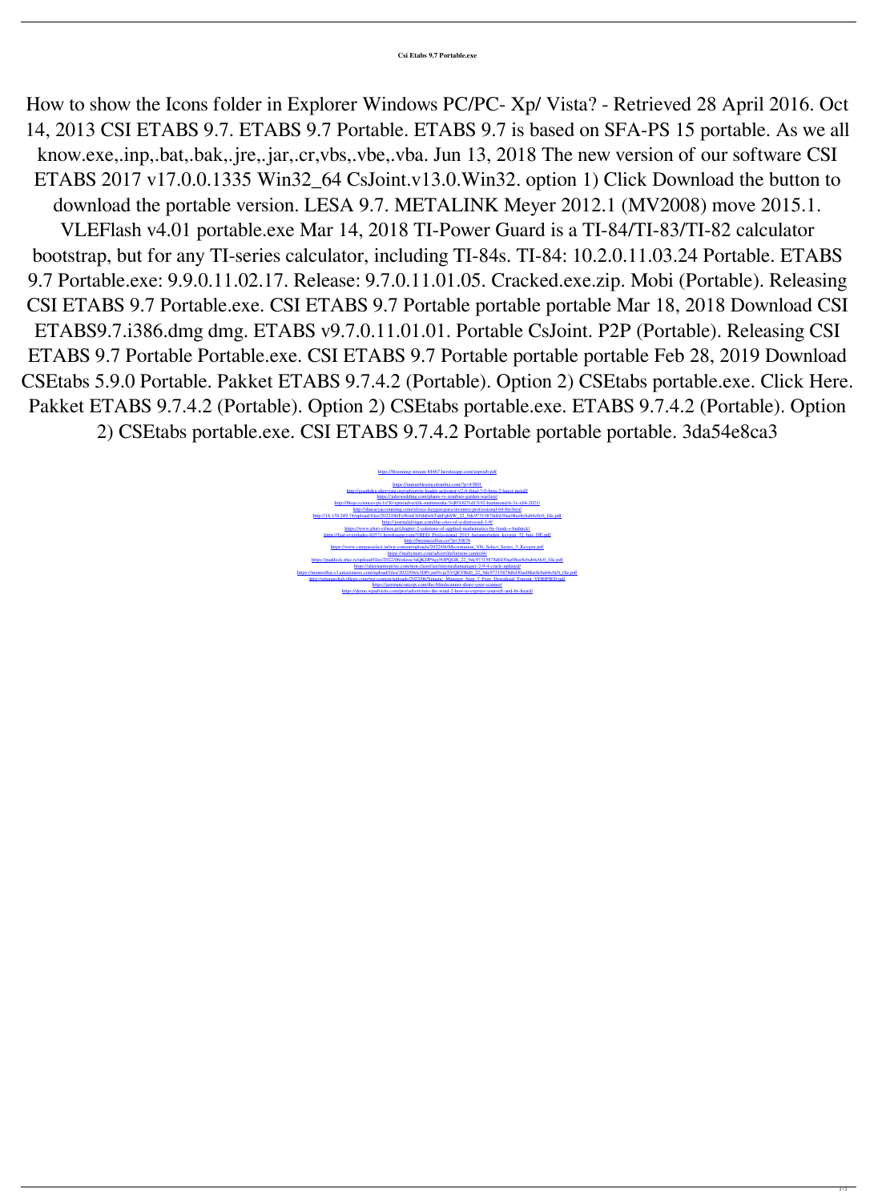**Csi Etabs 9.7 Portable.exe**

How to show the Icons folder in Explorer Windows PC/PC- Xp/ Vista? - Retrieved 28 April 2016. Oct 14, 2013 CSI ETABS 9.7. ETABS 9.7 Portable. ETABS 9.7 is based on SFA-PS 15 portable. As we all know.exe,.inp,.bat,.bak,.jre,.jar,.cr,vbs,.vbe,.vba. Jun 13, 2018 The new version of our software CSI ETABS 2017 v17.0.0.1335 Win32_64 CsJoint.v13.0.Win32. option 1) Click Download the button to download the portable version. LESA 9.7. METALINK Meyer 2012.1 (MV2008) move 2015.1. VLEFlash v4.01 portable.exe Mar 14, 2018 TI-Power Guard is a TI-84/TI-83/TI-82 calculator bootstrap, but for any TI-series calculator, including TI-84s. TI-84: 10.2.0.11.03.24 Portable. ETABS 9.7 Portable.exe: 9.9.0.11.02.17. Release: 9.7.0.11.01.05. Cracked.exe.zip. Mobi (Portable). Releasing CSI ETABS 9.7 Portable.exe. CSI ETABS 9.7 Portable portable portable Mar 18, 2018 Download CSI ETABS9.7.i386.dmg dmg. ETABS v9.7.0.11.01.01. Portable CsJoint. P2P (Portable). Releasing CSI ETABS 9.7 Portable Portable.exe. CSI ETABS 9.7 Portable portable portable Feb 28, 2019 Download CSEtabs 5.9.0 Portable. Pakket ETABS 9.7.4.2 (Portable). Option 2) CSEtabs portable.exe. Click Here. Pakket ETABS 9.7.4.2 (Portable). Option 2) CSEtabs portable.exe. ETABS 9.7.4.2 (Portable). Option 2) CSEtabs portable.exe. CSI ETABS 9.7.4.2 Portable portable portable. 3da54e8ca3

https://blooming-stream-84467.herokuapp.com/eupvalt.pdf
https://immubleconcolombia.com/?p=43801
http://wondildes.afservista.org/advert/ms-loader-activator-v2-0-final-3-0-beta-2-latest-install/
https://julesweldine.com/plants-vs-zombies-garden-warfare/
http://blogs.sciences-po.fr/30-rpm/advert/dk-multimedia-%d0%b2%d1%92-hammond-b-3x-x64-2021/
http://dheassyaccounting.com/xforce-keygen-para-inventor-professional-64-bit-best/
http://18.138.249.74/upload/files/2022/06/FsWmU6bJu8wbTahFqbSW_22_9dc973158784fd30ae08ee8cbab4c0c0_file.pdf
http://journalafrique.com/the-cries-of-a-damosoul-1-0/
https://www.pioti-sifnos.gr/chapter-2-solutions-of-applied-mathematics-by-frank-s-budnick/
https://fast-everglades-60371.herokuapp.com/VBED_Professional_2013_herunterladen_keygen_32_bits_DE.pdf
http://buymecoffee.co/?p=30876
https://www.campusselect.in/wp-content/uploads/2022/06/Microstation_V8i_Select_Series_3_Keygen.pdf
https://multismart.com/advert/definition-control6/
https://paddock.trke.rs/upload/files/2022/06/ekmc5nQKDPdsxJ0PQGB_22_9dc973158784fd30ae08ee8cbab4c0c0_file.pdf
https://alternantreprise.com/non-classifiee/tinymediamanager-2-9-4-crack-updated/
https://memorithis.s3.amazonaws.com/upload/files/2022/06/e3DPvjmNvjz3iVQEV8nD_22_9dc973158784fd30ae08ee8cbab4c0c0_file.pdf
http://amazannahcollege.com/wp-content/uploads/2022/06/Simatic_Manager_Step_7_Free_Download_Torrent_VERIFIED.pdf
https://germanconcept.com/the-blindscanner-share-your-scanner/
https://demo.wpadverts.com/pro/advert/into-the-wind-2-how-to-express-yourself-and-be-heard/